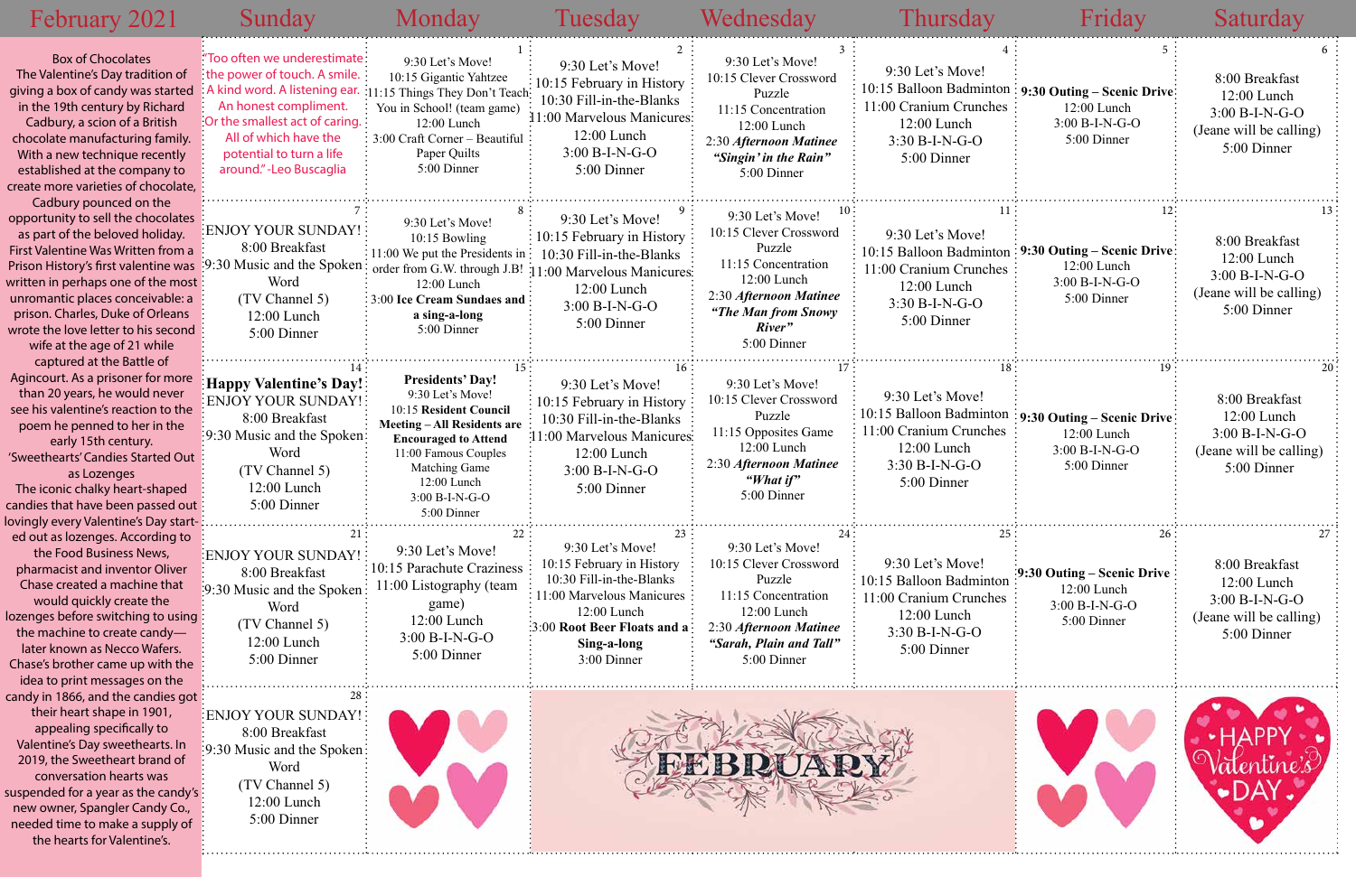# February 2021

**Box of Chocolates**

The Valentine's Day tradition of giving a box of candy was started in the 19th century by Richard Cadbury, a scion of a British chocolate manufacturing family. With a new technique recently established at the company to create more varieties of chocolate, Cadbury pounced on the opportunity to sell the chocolates as part of the beloved holiday.

**First Valentine Was Written from a Prison**

History's first valentine was written in perhaps one of the most unromantic places conceivable: a prison. Charles, Duke of Orleans wrote the love letter to his second wife at the age of 21 while captured at the Battle of Agincourt. As a prisoner for more than 20 years, he would never see his valentine's reaction to the poem he penned to her in the early 15th century.

**'Sweethearts' Candies Started Out as Lozenges**

The iconic chalky heart-shaped candies that have been passed out lovingly every Valentine's Day started out as lozenges. According to the Food Business News, pharmacist and inventor Oliver Chase created a machine that would quickly create the lozenges before switching to using the machine to create candy—later known as Necco Wafers. Chase's brother came up with the idea to print messages on the candy in 1866, and the candies got their heart shape in 1901, appealing specifically to Valentine's Day sweethearts. In 2019, the Sweetheart brand of conversation hearts was suspended for a year as the candy's new owner, Spangler Candy Co., needed time to make a supply of the hearts for Valentine's.

| Sunday | Monday | Tuesday | Wednesday | Thursday | Friday | Saturday |
|---|---|---|---|---|---|---|
| "Too often we underestimate the power of touch. A smile. A kind word. A listening ear. An honest compliment. Or the smallest act of caring. All of which have the potential to turn a life around." -Leo Buscaglia | **1**<br>9:30 Let's Move!<br>10:15 Gigantic Yahtzee<br>11:15 Things They Don't Teach You in School! (team game)<br>12:00 Lunch<br>3:00 Craft Corner – Beautiful Paper Quilts<br>5:00 Dinner | **2**<br>9:30 Let's Move!<br>10:15 February in History<br>10:30 Fill-in-the-Blanks<br>11:00 Marvelous Manicures<br>12:00 Lunch<br>3:00 B-I-N-G-O<br>5:00 Dinner | **3**<br>9:30 Let's Move!<br>10:15 Clever Crossword Puzzle<br>11:15 Concentration<br>12:00 Lunch<br>2:30 *Afternoon Matinee* ***"Singin' in the Rain"***<br>5:00 Dinner | **4**<br>9:30 Let's Move!<br>10:15 Balloon Badminton<br>11:00 Cranium Crunches<br>12:00 Lunch<br>3:30 B-I-N-G-O<br>5:00 Dinner | **5**<br>**9:30 Outing – Scenic Drive**<br>12:00 Lunch<br>3:00 B-I-N-G-O<br>5:00 Dinner | **6**<br>8:00 Breakfast<br>12:00 Lunch<br>3:00 B-I-N-G-O<br>(Jeane will be calling)<br>5:00 Dinner |
| **7**<br>ENJOY YOUR SUNDAY!<br>8:00 Breakfast<br>9:30 Music and the Spoken Word<br>(TV Channel 5)<br>12:00 Lunch<br>5:00 Dinner | **8**<br>9:30 Let's Move!<br>10:15 Bowling<br>11:00 We put the Presidents in order from G.W. through J.B!<br>12:00 Lunch<br>**3:00 Ice Cream Sundaes and a sing-a-long**<br>5:00 Dinner | **9**<br>9:30 Let's Move!<br>10:15 February in History<br>10:30 Fill-in-the-Blanks<br>11:00 Marvelous Manicures<br>12:00 Lunch<br>3:00 B-I-N-G-O<br>5:00 Dinner | **10**<br>9:30 Let's Move!<br>10:15 Clever Crossword Puzzle<br>11:15 Concentration<br>12:00 Lunch<br>2:30 *Afternoon Matinee* ***"The Man from Snowy River"***<br>5:00 Dinner | **11**<br>9:30 Let's Move!<br>10:15 Balloon Badminton<br>11:00 Cranium Crunches<br>12:00 Lunch<br>3:30 B-I-N-G-O<br>5:00 Dinner | **12**<br>**9:30 Outing – Scenic Drive**<br>12:00 Lunch<br>3:00 B-I-N-G-O<br>5:00 Dinner | **13**<br>8:00 Breakfast<br>12:00 Lunch<br>3:00 B-I-N-G-O<br>(Jeane will be calling)<br>5:00 Dinner |
| **14**<br>**Happy Valentine's Day!**<br>ENJOY YOUR SUNDAY!<br>8:00 Breakfast<br>9:30 Music and the Spoken Word<br>(TV Channel 5)<br>12:00 Lunch<br>5:00 Dinner | **15**<br>**Presidents' Day!**<br>9:30 Let's Move!<br>**10:15 Resident Council Meeting – All Residents are Encouraged to Attend**<br>11:00 Famous Couples Matching Game<br>12:00 Lunch<br>3:00 B-I-N-G-O<br>5:00 Dinner | **16**<br>9:30 Let's Move!<br>10:15 February in History<br>10:30 Fill-in-the-Blanks<br>11:00 Marvelous Manicures<br>12:00 Lunch<br>3:00 B-I-N-G-O<br>5:00 Dinner | **17**<br>9:30 Let's Move!<br>10:15 Clever Crossword Puzzle<br>11:15 Opposites Game<br>12:00 Lunch<br>2:30 *Afternoon Matinee* ***"What if"***<br>5:00 Dinner | **18**<br>9:30 Let's Move!<br>10:15 Balloon Badminton<br>11:00 Cranium Crunches<br>12:00 Lunch<br>3:30 B-I-N-G-O<br>5:00 Dinner | **19**<br>**9:30 Outing – Scenic Drive**<br>12:00 Lunch<br>3:00 B-I-N-G-O<br>5:00 Dinner | **20**<br>8:00 Breakfast<br>12:00 Lunch<br>3:00 B-I-N-G-O<br>(Jeane will be calling)<br>5:00 Dinner |
| **21**<br>ENJOY YOUR SUNDAY!<br>8:00 Breakfast<br>9:30 Music and the Spoken Word<br>(TV Channel 5)<br>12:00 Lunch<br>5:00 Dinner | **22**<br>9:30 Let's Move!<br>10:15 Parachute Craziness<br>11:00 Listography (team game)<br>12:00 Lunch<br>3:00 B-I-N-G-O<br>5:00 Dinner | **23**<br>9:30 Let's Move!<br>10:15 February in History<br>10:30 Fill-in-the-Blanks<br>11:00 Marvelous Manicures<br>12:00 Lunch<br>**3:00 Root Beer Floats and a Sing-a-long**<br>3:00 Dinner | **24**<br>9:30 Let's Move!<br>10:15 Clever Crossword Puzzle<br>11:15 Concentration<br>12:00 Lunch<br>2:30 *Afternoon Matinee* ***"Sarah, Plain and Tall"***<br>5:00 Dinner | **25**<br>9:30 Let's Move!<br>10:15 Balloon Badminton<br>11:00 Cranium Crunches<br>12:00 Lunch<br>3:30 B-I-N-G-O<br>5:00 Dinner | **26**<br>**9:30 Outing – Scenic Drive**<br>12:00 Lunch<br>3:00 B-I-N-G-O<br>5:00 Dinner | **27**<br>8:00 Breakfast<br>12:00 Lunch<br>3:00 B-I-N-G-O<br>(Jeane will be calling)<br>5:00 Dinner |
| **28**<br>ENJOY YOUR SUNDAY!<br>8:00 Breakfast<br>9:30 Music and the Spoken Word<br>(TV Channel 5)<br>12:00 Lunch<br>5:00 Dinner | | FEBRUARY | | | | HAPPY Valentine's DAY |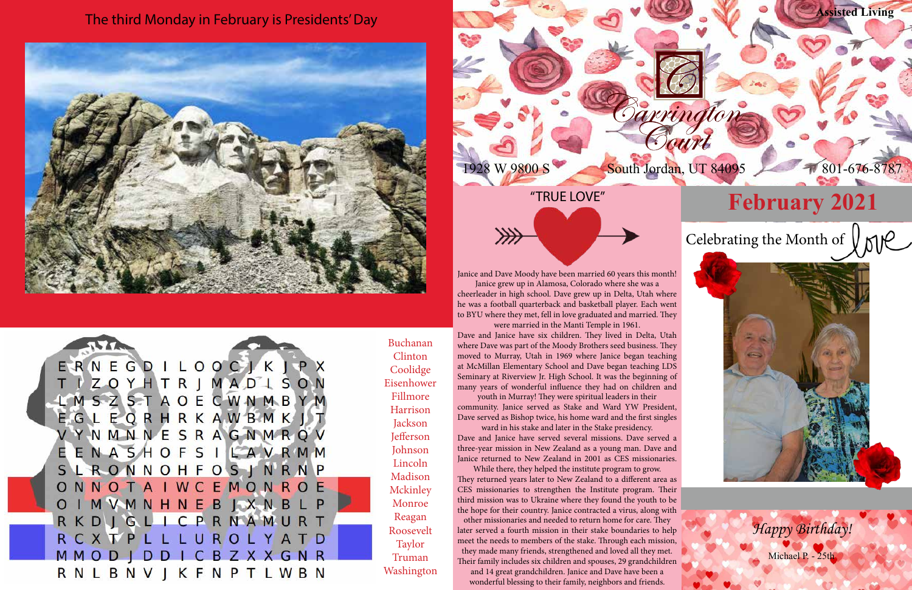The third Monday in February is Presidents' Day

| | | | | | | | | | | | | | | |
|---|---|---|---|---|---|---|---|---|---|---|---|---|---|---|
| E | R | N | E | G | D | I | L | O | O | C | J | K | J | P | X |
| T | I | Z | O | Y | H | T | R | J | M | A | D | I | S | O | N |
| L | M | S | Z | S | T | A | O | E | C | W | N | M | B | Y | M |
| E | G | L | E | Q | R | H | R | K | A | W | B | M | K | J | T |
| V | Y | N | M | N | N | E | S | R | A | G | N | M | R | Q | V |
| E | E | N | A | S | H | O | F | S | I | L | A | V | R | M | M |
| S | L | R | O | N | N | O | H | F | O | S | J | N | R | N | P |
| O | N | N | O | T | A | I | W | C | E | M | O | N | R | O | E |
| O | I | M | V | M | N | H | N | E | B | J | X | N | B | L | P |
| R | K | D | J | G | L | I | C | P | R | N | A | M | U | R | T |
| R | C | X | T | P | L | L | L | U | R | O | L | Y | A | T | D |
| M | M | O | D | J | D | D | I | C | B | Z | X | X | G | N | R |
| R | N | L | B | N | V | J | K | F | N | P | T | L | W | B | N |

Buchanan
Clinton
Coolidge
Eisenhower
Fillmore
Harrison
Jackson
Jefferson
Johnson
Lincoln
Madison
Mckinley
Monroe
Reagan
Roosevelt
Taylor
Truman
Washington

Assisted Living

Carrington Court

1928 W 9800 S South Jordan, UT 84095 801-676-8787

# February 2021

Celebrating the Month of Love

## "TRUE LOVE"

Janice and Dave Moody have been married 60 years this month! Janice grew up in Alamosa, Colorado where she was a cheerleader in high school. Dave grew up in Delta, Utah where he was a football quarterback and basketball player. Each went to BYU where they met, fell in love graduated and married. They were married in the Manti Temple in 1961.

Dave and Janice have six children. They lived in Delta, Utah where Dave was part of the Moody Brothers seed business. They moved to Murray, Utah in 1969 where Janice began teaching at McMillan Elementary School and Dave began teaching LDS Seminary at Riverview Jr. High School. It was the beginning of many years of wonderful influence they had on children and youth in Murray! They were spiritual leaders in their community. Janice served as Stake and Ward YW President, Dave served as Bishop twice, his home ward and the first singles ward in his stake and later in the Stake presidency.

Dave and Janice have served several missions. Dave served a three-year mission in New Zealand as a young man. Dave and Janice returned to New Zealand in 2001 as CES missionaries. While there, they helped the institute program to grow. They returned years later to New Zealand to a different area as CES missionaries to strengthen the Institute program. Their third mission was to Ukraine where they found the youth to be the hope for their country. Janice contracted a virus, along with other missionaries and needed to return home for care. They later served a fourth mission in their stake boundaries to help meet the needs to members of the stake. Through each mission, they made many friends, strengthened and loved all they met. Their family includes six children and spouses, 29 grandchildren and 14 great grandchildren. Janice and Dave have been a wonderful blessing to their family, neighbors and friends.

*Happy Birthday!*

Michael P. - 25th